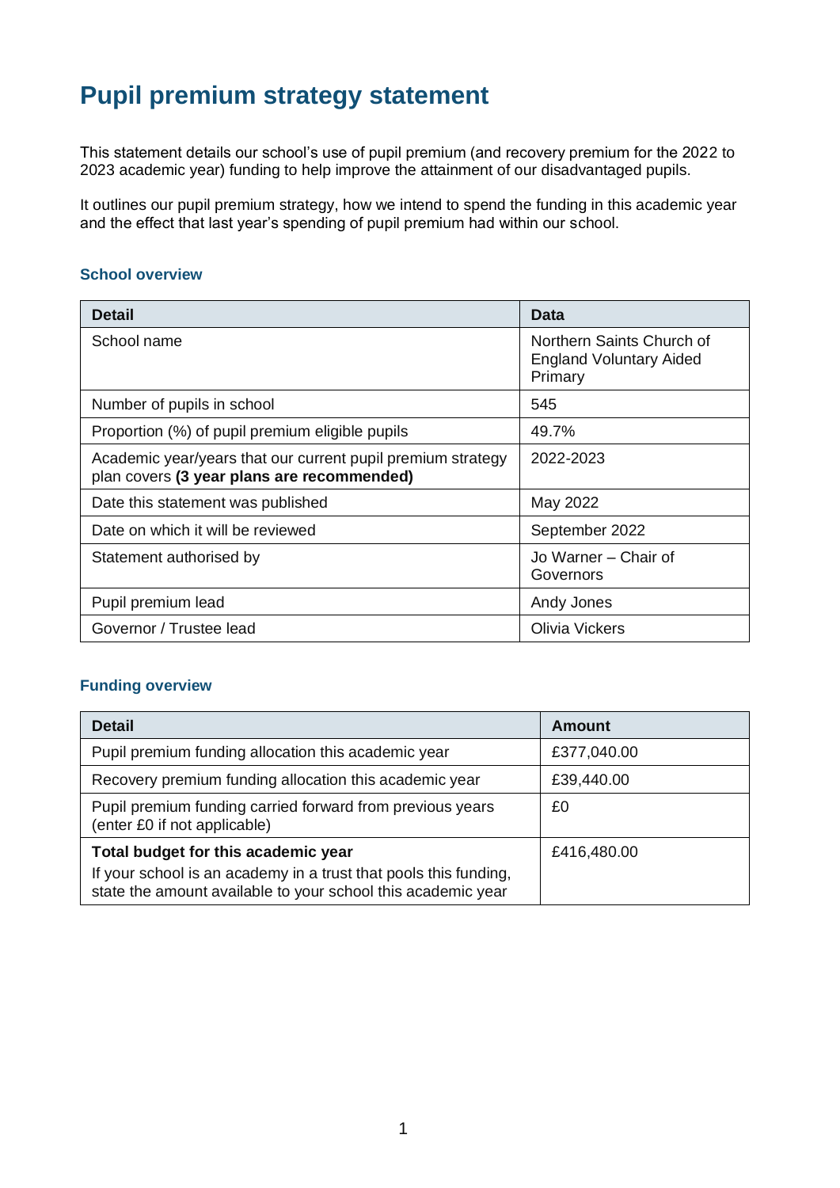# Pupil premium strategy statement

This statement details our school's use of pupil premium (and recovery premium for the 2022 to 2023 academic year) funding to help improve the attainment of our disadvantaged pupils.

It outlines our pupil premium strategy, how we intend to spend the funding in this academic year and the effect that last year's spending of pupil premium had within our school.

### School overview

| Detail | Data |
|---|---|
| School name | Northern Saints Church of England Voluntary Aided Primary |
| Number of pupils in school | 545 |
| Proportion (%) of pupil premium eligible pupils | 49.7% |
| Academic year/years that our current pupil premium strategy plan covers **(3 year plans are recommended)** | 2022-2023 |
| Date this statement was published | May 2022 |
| Date on which it will be reviewed | September 2022 |
| Statement authorised by | Jo Warner – Chair of Governors |
| Pupil premium lead | Andy Jones |
| Governor / Trustee lead | Olivia Vickers |

### Funding overview

| Detail | Amount |
|---|---|
| Pupil premium funding allocation this academic year | £377,040.00 |
| Recovery premium funding allocation this academic year | £39,440.00 |
| Pupil premium funding carried forward from previous years (enter £0 if not applicable) | £0 |
| **Total budget for this academic year**<br>If your school is an academy in a trust that pools this funding, state the amount available to your school this academic year | £416,480.00 |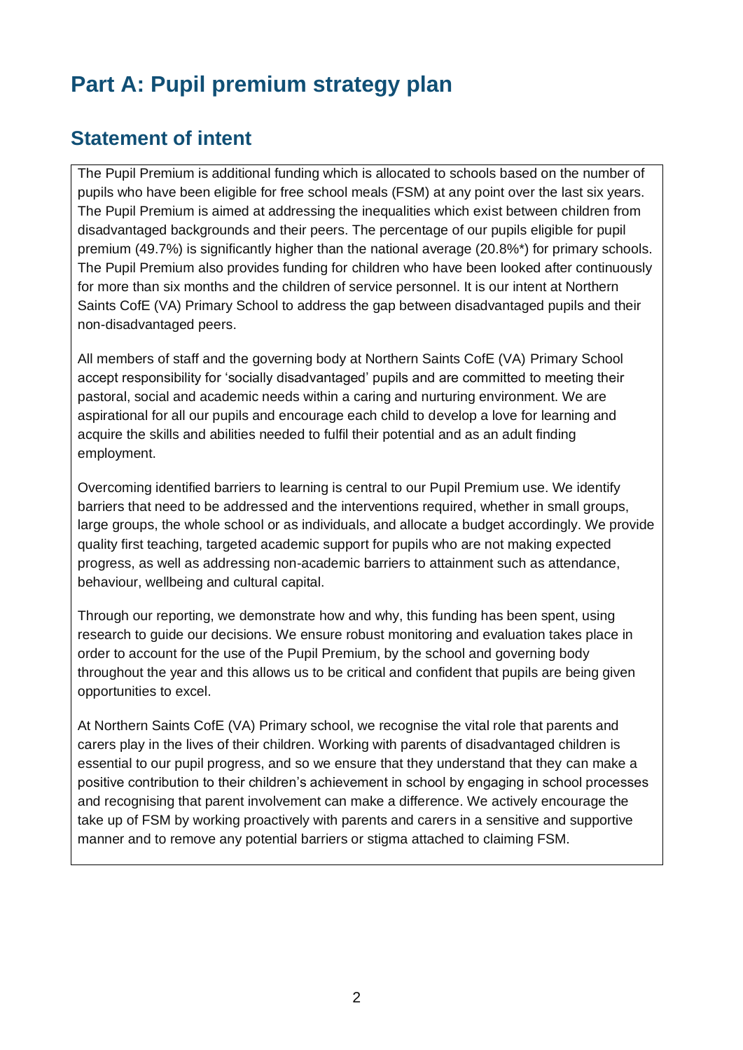# Part A: Pupil premium strategy plan

## Statement of intent

The Pupil Premium is additional funding which is allocated to schools based on the number of pupils who have been eligible for free school meals (FSM) at any point over the last six years. The Pupil Premium is aimed at addressing the inequalities which exist between children from disadvantaged backgrounds and their peers. The percentage of our pupils eligible for pupil premium (49.7%) is significantly higher than the national average (20.8%*) for primary schools. The Pupil Premium also provides funding for children who have been looked after continuously for more than six months and the children of service personnel. It is our intent at Northern Saints CofE (VA) Primary School to address the gap between disadvantaged pupils and their non-disadvantaged peers.

All members of staff and the governing body at Northern Saints CofE (VA) Primary School accept responsibility for 'socially disadvantaged' pupils and are committed to meeting their pastoral, social and academic needs within a caring and nurturing environment. We are aspirational for all our pupils and encourage each child to develop a love for learning and acquire the skills and abilities needed to fulfil their potential and as an adult finding employment.

Overcoming identified barriers to learning is central to our Pupil Premium use. We identify barriers that need to be addressed and the interventions required, whether in small groups, large groups, the whole school or as individuals, and allocate a budget accordingly. We provide quality first teaching, targeted academic support for pupils who are not making expected progress, as well as addressing non-academic barriers to attainment such as attendance, behaviour, wellbeing and cultural capital.

Through our reporting, we demonstrate how and why, this funding has been spent, using research to guide our decisions. We ensure robust monitoring and evaluation takes place in order to account for the use of the Pupil Premium, by the school and governing body throughout the year and this allows us to be critical and confident that pupils are being given opportunities to excel.

At Northern Saints CofE (VA) Primary school, we recognise the vital role that parents and carers play in the lives of their children. Working with parents of disadvantaged children is essential to our pupil progress, and so we ensure that they understand that they can make a positive contribution to their children's achievement in school by engaging in school processes and recognising that parent involvement can make a difference. We actively encourage the take up of FSM by working proactively with parents and carers in a sensitive and supportive manner and to remove any potential barriers or stigma attached to claiming FSM.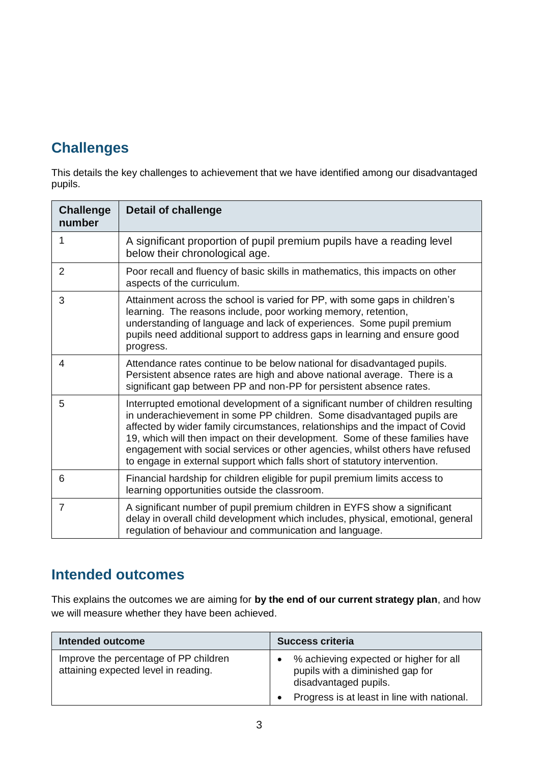## Challenges

This details the key challenges to achievement that we have identified among our disadvantaged pupils.

| Challenge number | Detail of challenge |
|---|---|
| 1 | A significant proportion of pupil premium pupils have a reading level below their chronological age. |
| 2 | Poor recall and fluency of basic skills in mathematics, this impacts on other aspects of the curriculum. |
| 3 | Attainment across the school is varied for PP, with some gaps in children's learning. The reasons include, poor working memory, retention, understanding of language and lack of experiences. Some pupil premium pupils need additional support to address gaps in learning and ensure good progress. |
| 4 | Attendance rates continue to be below national for disadvantaged pupils. Persistent absence rates are high and above national average. There is a significant gap between PP and non-PP for persistent absence rates. |
| 5 | Interrupted emotional development of a significant number of children resulting in underachievement in some PP children. Some disadvantaged pupils are affected by wider family circumstances, relationships and the impact of Covid 19, which will then impact on their development. Some of these families have engagement with social services or other agencies, whilst others have refused to engage in external support which falls short of statutory intervention. |
| 6 | Financial hardship for children eligible for pupil premium limits access to learning opportunities outside the classroom. |
| 7 | A significant number of pupil premium children in EYFS show a significant delay in overall child development which includes, physical, emotional, general regulation of behaviour and communication and language. |

## Intended outcomes

This explains the outcomes we are aiming for **by the end of our current strategy plan**, and how we will measure whether they have been achieved.

| Intended outcome | Success criteria |
|---|---|
| Improve the percentage of PP children attaining expected level in reading. | • % achieving expected or higher for all pupils with a diminished gap for disadvantaged pupils.<br>• Progress is at least in line with national. |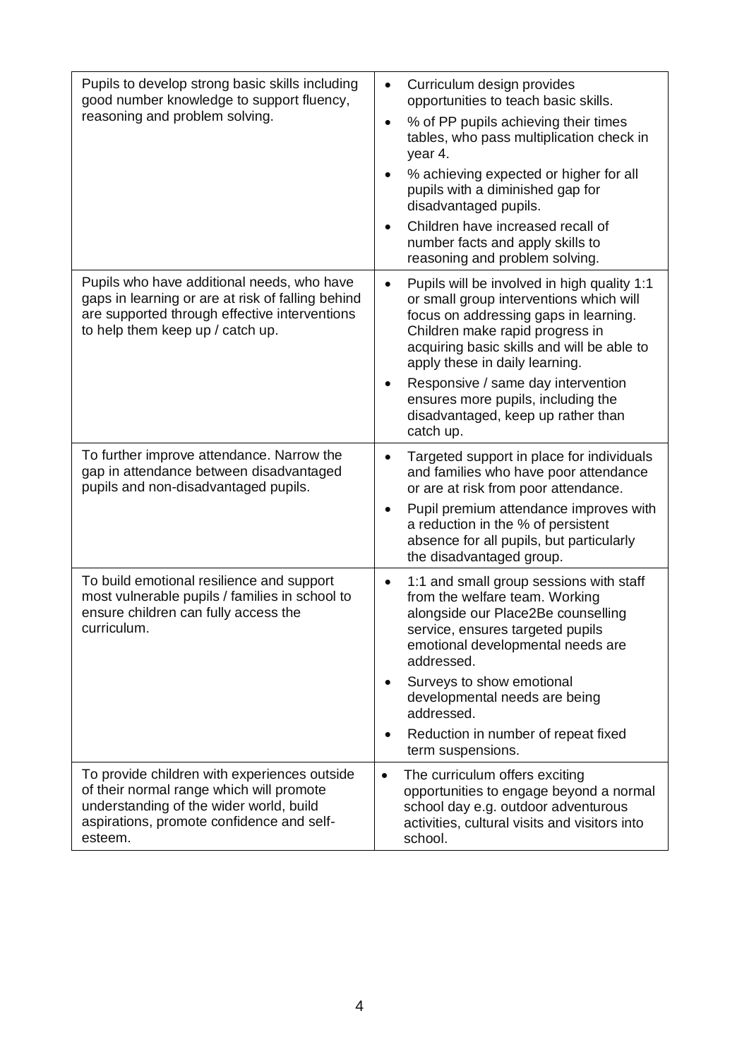| | |
|---|---|
| Pupils to develop strong basic skills including good number knowledge to support fluency, reasoning and problem solving. | • Curriculum design provides opportunities to teach basic skills.<br>• % of PP pupils achieving their times tables, who pass multiplication check in year 4.<br>• % achieving expected or higher for all pupils with a diminished gap for disadvantaged pupils.<br>• Children have increased recall of number facts and apply skills to reasoning and problem solving. |
| Pupils who have additional needs, who have gaps in learning or are at risk of falling behind are supported through effective interventions to help them keep up / catch up. | • Pupils will be involved in high quality 1:1 or small group interventions which will focus on addressing gaps in learning. Children make rapid progress in acquiring basic skills and will be able to apply these in daily learning.<br>• Responsive / same day intervention ensures more pupils, including the disadvantaged, keep up rather than catch up. |
| To further improve attendance. Narrow the gap in attendance between disadvantaged pupils and non-disadvantaged pupils. | • Targeted support in place for individuals and families who have poor attendance or are at risk from poor attendance.<br>• Pupil premium attendance improves with a reduction in the % of persistent absence for all pupils, but particularly the disadvantaged group. |
| To build emotional resilience and support most vulnerable pupils / families in school to ensure children can fully access the curriculum. | • 1:1 and small group sessions with staff from the welfare team. Working alongside our Place2Be counselling service, ensures targeted pupils emotional developmental needs are addressed.<br>• Surveys to show emotional developmental needs are being addressed.<br>• Reduction in number of repeat fixed term suspensions. |
| To provide children with experiences outside of their normal range which will promote understanding of the wider world, build aspirations, promote confidence and self-esteem. | • The curriculum offers exciting opportunities to engage beyond a normal school day e.g. outdoor adventurous activities, cultural visits and visitors into school. |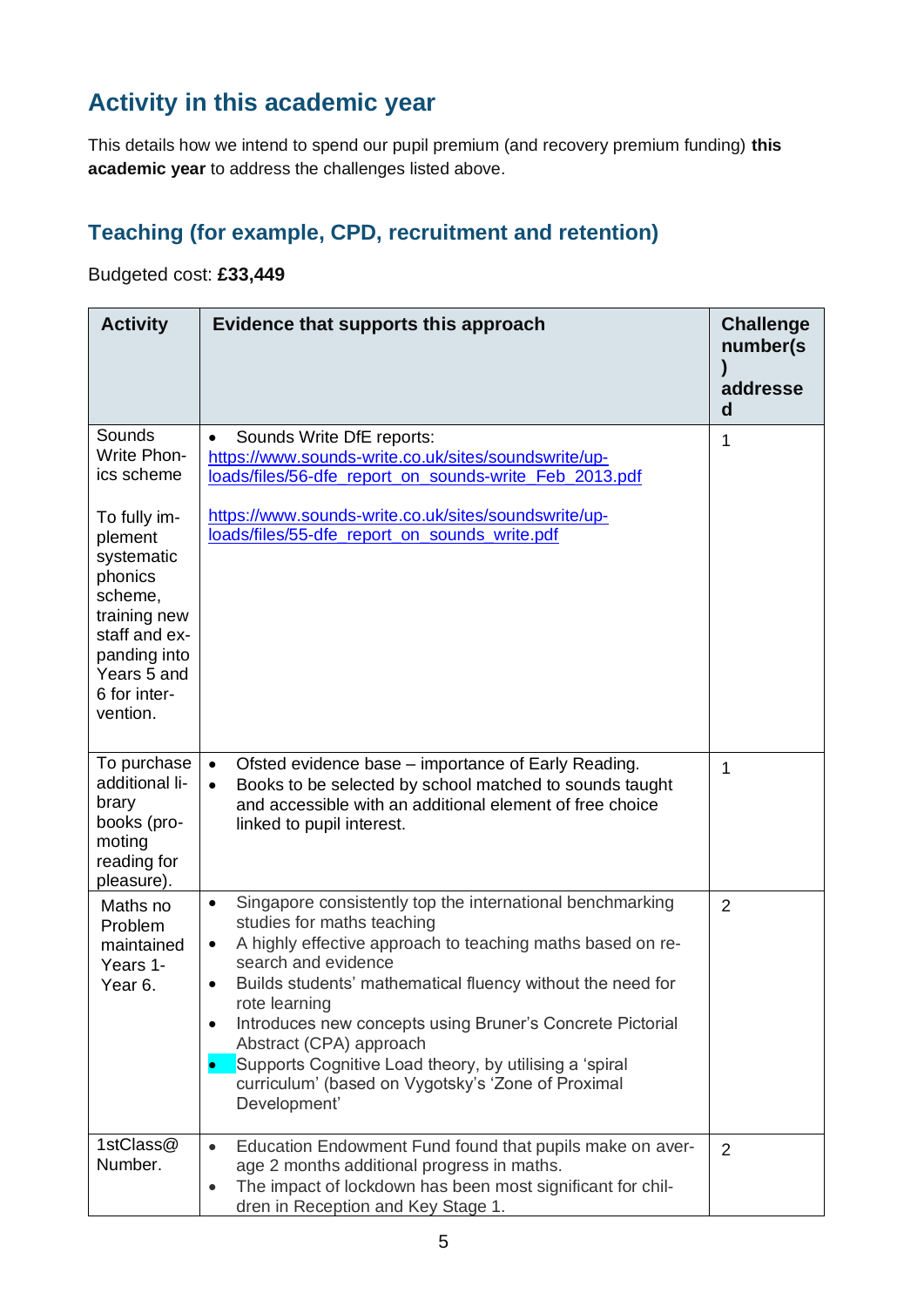## Activity in this academic year

This details how we intend to spend our pupil premium (and recovery premium funding) **this academic year** to address the challenges listed above.

### Teaching (for example, CPD, recruitment and retention)

Budgeted cost: **£33,449**

| Activity | Evidence that supports this approach | Challenge number(s) addressed |
|---|---|---|
| Sounds Write Phonics scheme<br><br>To fully implement systematic phonics scheme, training new staff and expanding into Years 5 and 6 for intervention. | • Sounds Write DfE reports: https://www.sounds-write.co.uk/sites/soundswrite/uploads/files/56-dfe_report_on_sounds-write_Feb_2013.pdf<br><br>https://www.sounds-write.co.uk/sites/soundswrite/uploads/files/55-dfe_report_on_sounds_write.pdf | 1 |
| To purchase additional library books (promoting reading for pleasure). | • Ofsted evidence base – importance of Early Reading.<br>• Books to be selected by school matched to sounds taught and accessible with an additional element of free choice linked to pupil interest. | 1 |
| Maths no Problem maintained Years 1-Year 6. | • Singapore consistently top the international benchmarking studies for maths teaching<br>• A highly effective approach to teaching maths based on research and evidence<br>• Builds students' mathematical fluency without the need for rote learning<br>• Introduces new concepts using Bruner's Concrete Pictorial Abstract (CPA) approach<br>• Supports Cognitive Load theory, by utilising a 'spiral curriculum' (based on Vygotsky's 'Zone of Proximal Development' | 2 |
| 1stClass@Number. | • Education Endowment Fund found that pupils make on average 2 months additional progress in maths.<br>• The impact of lockdown has been most significant for children in Reception and Key Stage 1. | 2 |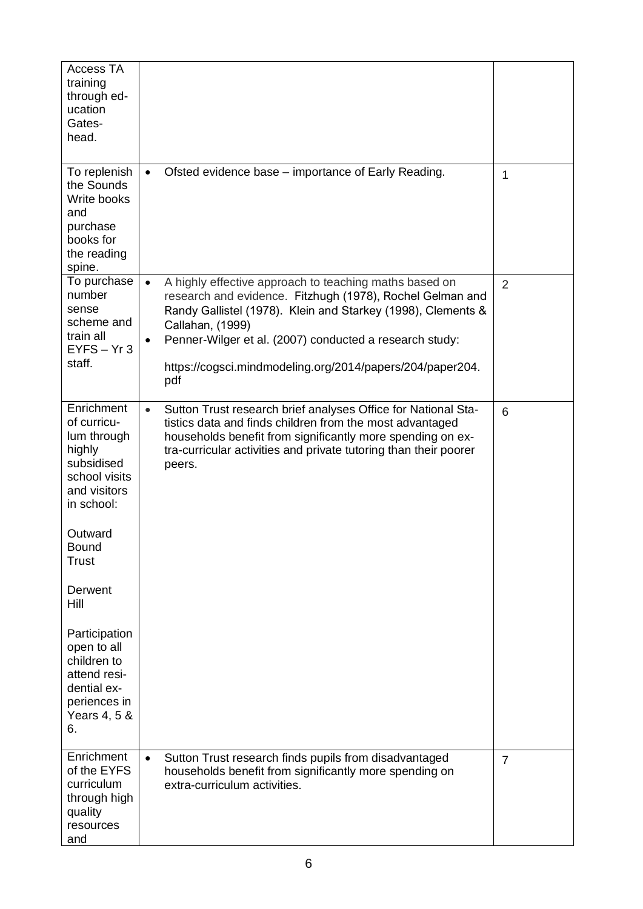| | | |
|---|---|---|
| Access TA training through education Gateshead. | | |
| To replenish the Sounds Write books and purchase books for the reading spine. | • Ofsted evidence base – importance of Early Reading. | 1 |
| To purchase number sense scheme and train all EYFS – Yr 3 staff. | • A highly effective approach to teaching maths based on research and evidence. Fitzhugh (1978), Rochel Gelman and Randy Gallistel (1978). Klein and Starkey (1998), Clements & Callahan, (1999)<br>• Penner-Wilger et al. (2007) conducted a research study:<br>https://cogsci.mindmodeling.org/2014/papers/204/paper204.pdf | 2 |
| Enrichment of curriculum through highly subsidised school visits and visitors in school:<br><br>Outward Bound Trust<br><br>Derwent Hill<br><br>Participation open to all children to attend residential experiences in Years 4, 5 & 6. | • Sutton Trust research brief analyses Office for National Statistics data and finds children from the most advantaged households benefit from significantly more spending on extra-curricular activities and private tutoring than their poorer peers. | 6 |
| Enrichment of the EYFS curriculum through high quality resources and | • Sutton Trust research finds pupils from disadvantaged households benefit from significantly more spending on extra-curriculum activities. | 7 |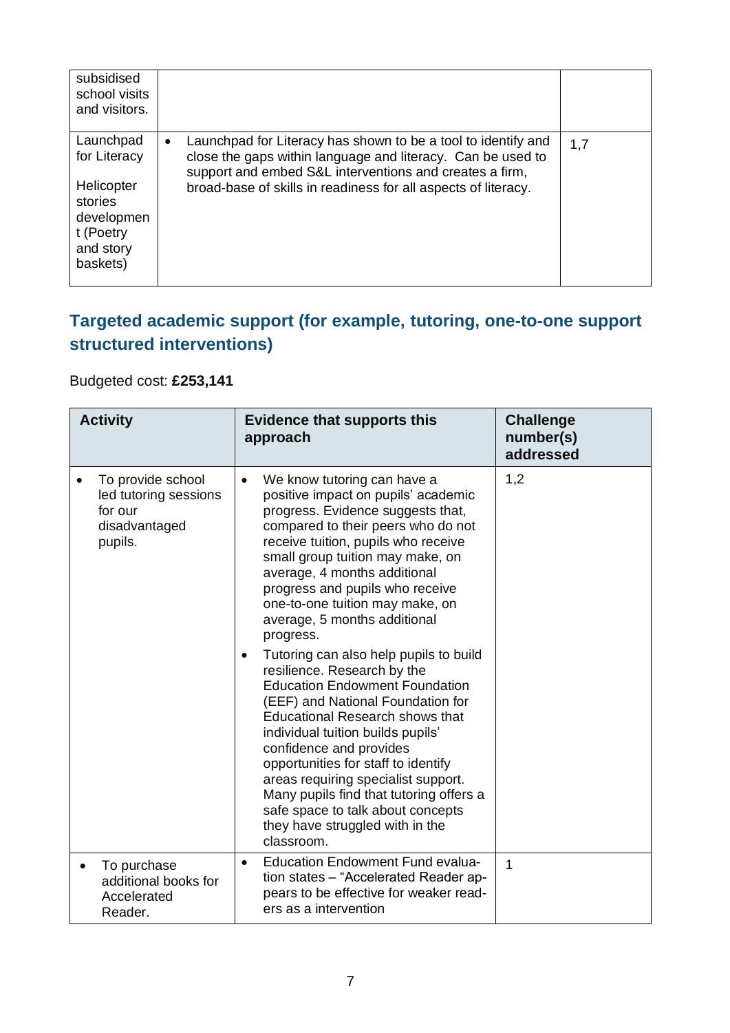| | | |
|---|---|---|
| subsidised school visits and visitors. | | |
| Launchpad for Literacy<br><br>Helicopter stories development (Poetry and story baskets) | • Launchpad for Literacy has shown to be a tool to identify and close the gaps within language and literacy. Can be used to support and embed S&L interventions and creates a firm, broad-base of skills in readiness for all aspects of literacy. | 1,7 |

## Targeted academic support (for example, tutoring, one-to-one support structured interventions)

Budgeted cost: **£253,141**

| Activity | Evidence that supports this approach | Challenge number(s) addressed |
|---|---|---|
| • To provide school led tutoring sessions for our disadvantaged pupils. | • We know tutoring can have a positive impact on pupils' academic progress. Evidence suggests that, compared to their peers who do not receive tuition, pupils who receive small group tuition may make, on average, 4 months additional progress and pupils who receive one-to-one tuition may make, on average, 5 months additional progress.<br>• Tutoring can also help pupils to build resilience. Research by the Education Endowment Foundation (EEF) and National Foundation for Educational Research shows that individual tuition builds pupils' confidence and provides opportunities for staff to identify areas requiring specialist support. Many pupils find that tutoring offers a safe space to talk about concepts they have struggled with in the classroom. | 1,2 |
| • To purchase additional books for Accelerated Reader. | • Education Endowment Fund evaluation states – "Accelerated Reader appears to be effective for weaker readers as a intervention | 1 |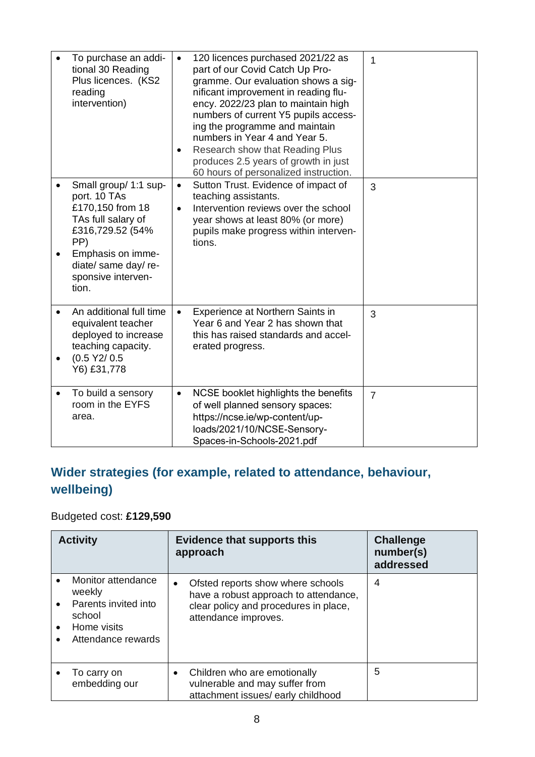| | | |
|---|---|---|
| • To purchase an additional 30 Reading Plus licences. (KS2 reading intervention) | • 120 licences purchased 2021/22 as part of our Covid Catch Up Programme. Our evaluation shows a significant improvement in reading fluency. 2022/23 plan to maintain high numbers of current Y5 pupils accessing the programme and maintain numbers in Year 4 and Year 5.<br>• Research show that Reading Plus produces 2.5 years of growth in just 60 hours of personalized instruction. | 1 |
| • Small group/ 1:1 support. 10 TAs £170,150 from 18 TAs full salary of £316,729.52 (54% PP)<br>• Emphasis on immediate/ same day/ responsive intervention. | • Sutton Trust. Evidence of impact of teaching assistants.<br>• Intervention reviews over the school year shows at least 80% (or more) pupils make progress within interventions. | 3 |
| • An additional full time equivalent teacher deployed to increase teaching capacity.<br>• (0.5 Y2/ 0.5 Y6) £31,778 | • Experience at Northern Saints in Year 6 and Year 2 has shown that this has raised standards and accelerated progress. | 3 |
| • To build a sensory room in the EYFS area. | • NCSE booklet highlights the benefits of well planned sensory spaces: https://ncse.ie/wp-content/uploads/2021/10/NCSE-Sensory-Spaces-in-Schools-2021.pdf | 7 |

## Wider strategies (for example, related to attendance, behaviour, wellbeing)

Budgeted cost: **£129,590**

| Activity | Evidence that supports this approach | Challenge number(s) addressed |
|---|---|---|
| • Monitor attendance weekly<br>• Parents invited into school<br>• Home visits<br>• Attendance rewards | • Ofsted reports show where schools have a robust approach to attendance, clear policy and procedures in place, attendance improves. | 4 |
| • To carry on embedding our | • Children who are emotionally vulnerable and may suffer from attachment issues/ early childhood | 5 |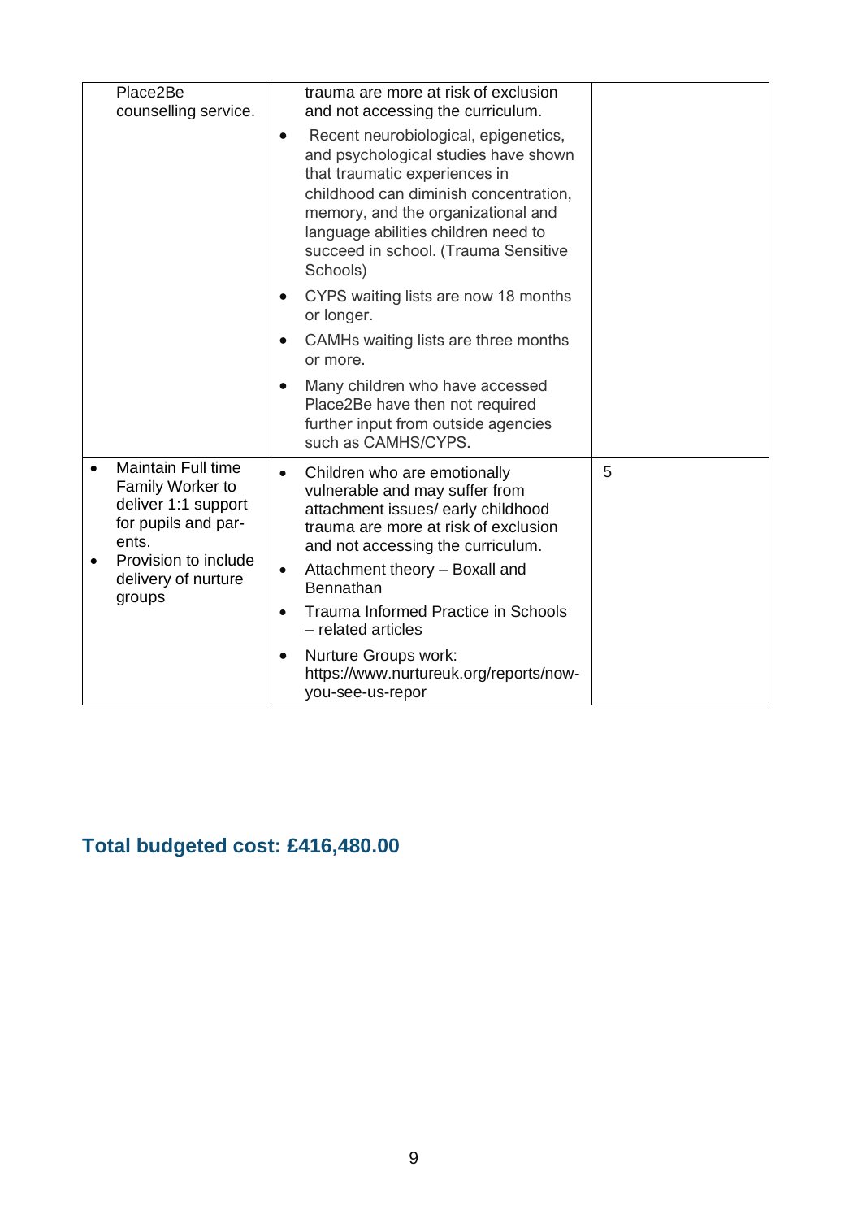| | | |
|---|---|---|
| Place2Be counselling service. | trauma are more at risk of exclusion and not accessing the curriculum.<br>• Recent neurobiological, epigenetics, and psychological studies have shown that traumatic experiences in childhood can diminish concentration, memory, and the organizational and language abilities children need to succeed in school. (Trauma Sensitive Schools)<br>• CYPS waiting lists are now 18 months or longer.<br>• CAMHs waiting lists are three months or more.<br>• Many children who have accessed Place2Be have then not required further input from outside agencies such as CAMHS/CYPS. | |
| • Maintain Full time Family Worker to deliver 1:1 support for pupils and parents.<br>• Provision to include delivery of nurture groups | • Children who are emotionally vulnerable and may suffer from attachment issues/ early childhood trauma are more at risk of exclusion and not accessing the curriculum.<br>• Attachment theory – Boxall and Bennathan<br>• Trauma Informed Practice in Schools – related articles<br>• Nurture Groups work: https://www.nurtureuk.org/reports/now-you-see-us-repor | 5 |

## Total budgeted cost: £416,480.00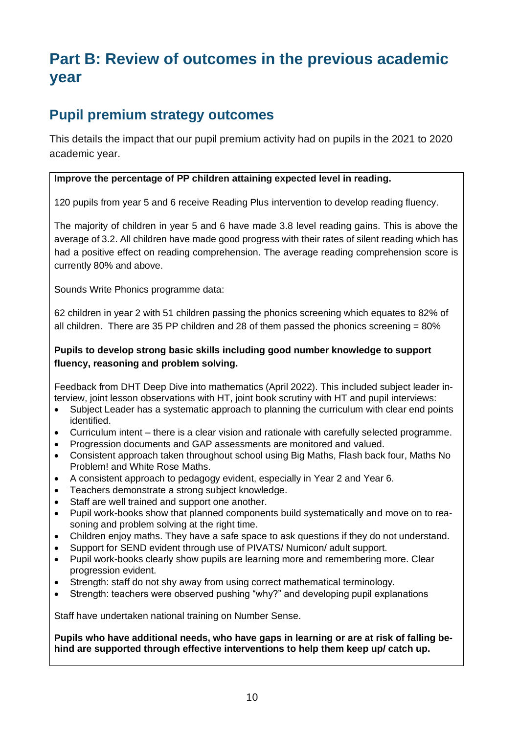# Part B: Review of outcomes in the previous academic year

## Pupil premium strategy outcomes

This details the impact that our pupil premium activity had on pupils in the 2021 to 2020 academic year.

**Improve the percentage of PP children attaining expected level in reading.**

120 pupils from year 5 and 6 receive Reading Plus intervention to develop reading fluency.

The majority of children in year 5 and 6 have made 3.8 level reading gains. This is above the average of 3.2. All children have made good progress with their rates of silent reading which has had a positive effect on reading comprehension. The average reading comprehension score is currently 80% and above.

Sounds Write Phonics programme data:

62 children in year 2 with 51 children passing the phonics screening which equates to 82% of all children. There are 35 PP children and 28 of them passed the phonics screening = 80%

**Pupils to develop strong basic skills including good number knowledge to support fluency, reasoning and problem solving.**

Feedback from DHT Deep Dive into mathematics (April 2022). This included subject leader interview, joint lesson observations with HT, joint book scrutiny with HT and pupil interviews:

- Subject Leader has a systematic approach to planning the curriculum with clear end points identified.
- Curriculum intent – there is a clear vision and rationale with carefully selected programme.
- Progression documents and GAP assessments are monitored and valued.
- Consistent approach taken throughout school using Big Maths, Flash back four, Maths No Problem! and White Rose Maths.
- A consistent approach to pedagogy evident, especially in Year 2 and Year 6.
- Teachers demonstrate a strong subject knowledge.
- Staff are well trained and support one another.
- Pupil work-books show that planned components build systematically and move on to reasoning and problem solving at the right time.
- Children enjoy maths. They have a safe space to ask questions if they do not understand.
- Support for SEND evident through use of PIVATS/ Numicon/ adult support.
- Pupil work-books clearly show pupils are learning more and remembering more. Clear progression evident.
- Strength: staff do not shy away from using correct mathematical terminology.
- Strength: teachers were observed pushing "why?" and developing pupil explanations

Staff have undertaken national training on Number Sense.

**Pupils who have additional needs, who have gaps in learning or are at risk of falling behind are supported through effective interventions to help them keep up/ catch up.**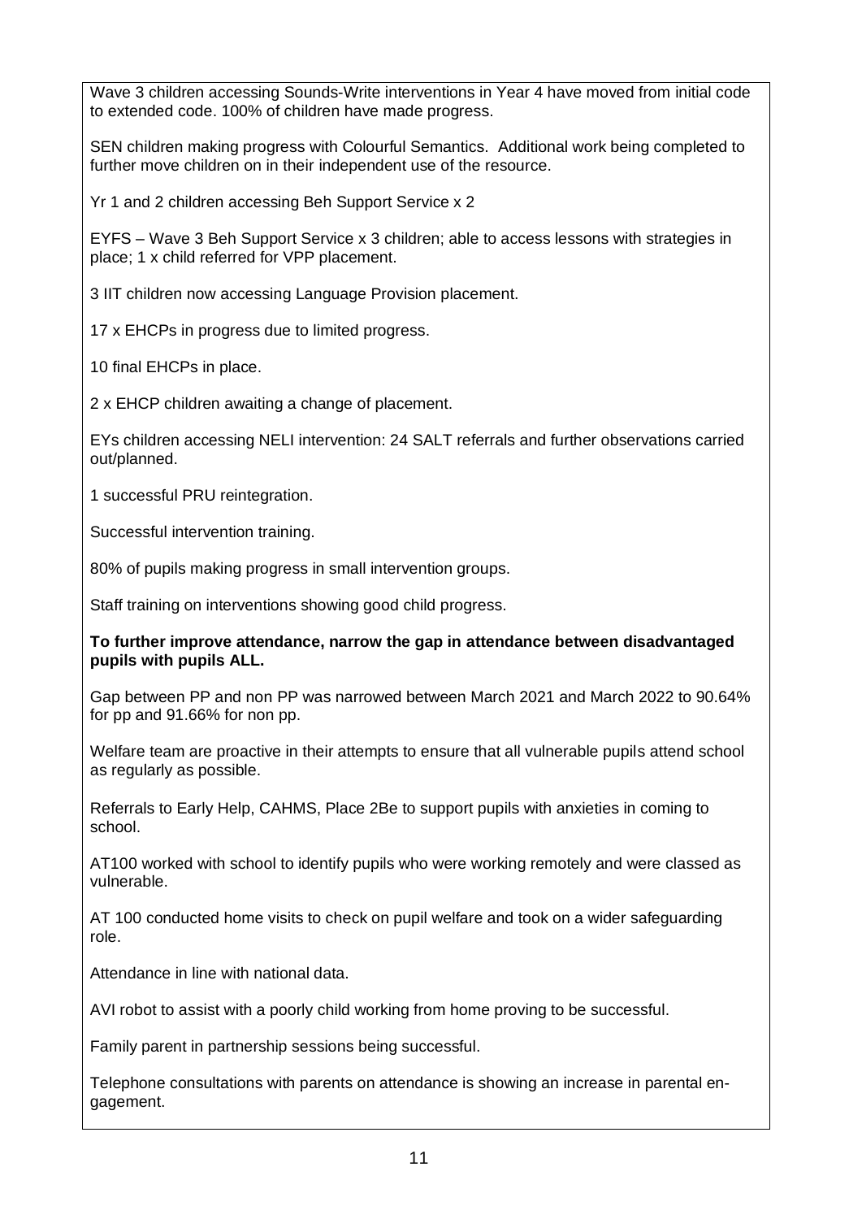Wave 3 children accessing Sounds-Write interventions in Year 4 have moved from initial code to extended code. 100% of children have made progress.

SEN children making progress with Colourful Semantics. Additional work being completed to further move children on in their independent use of the resource.

Yr 1 and 2 children accessing Beh Support Service x 2

EYFS – Wave 3 Beh Support Service x 3 children; able to access lessons with strategies in place; 1 x child referred for VPP placement.

3 IIT children now accessing Language Provision placement.

17 x EHCPs in progress due to limited progress.

10 final EHCPs in place.

2 x EHCP children awaiting a change of placement.

EYs children accessing NELI intervention: 24 SALT referrals and further observations carried out/planned.

1 successful PRU reintegration.

Successful intervention training.

80% of pupils making progress in small intervention groups.

Staff training on interventions showing good child progress.

**To further improve attendance, narrow the gap in attendance between disadvantaged pupils with pupils ALL.**

Gap between PP and non PP was narrowed between March 2021 and March 2022 to 90.64% for pp and 91.66% for non pp.

Welfare team are proactive in their attempts to ensure that all vulnerable pupils attend school as regularly as possible.

Referrals to Early Help, CAHMS, Place 2Be to support pupils with anxieties in coming to school.

AT100 worked with school to identify pupils who were working remotely and were classed as vulnerable.

AT 100 conducted home visits to check on pupil welfare and took on a wider safeguarding role.

Attendance in line with national data.

AVI robot to assist with a poorly child working from home proving to be successful.

Family parent in partnership sessions being successful.

Telephone consultations with parents on attendance is showing an increase in parental engagement.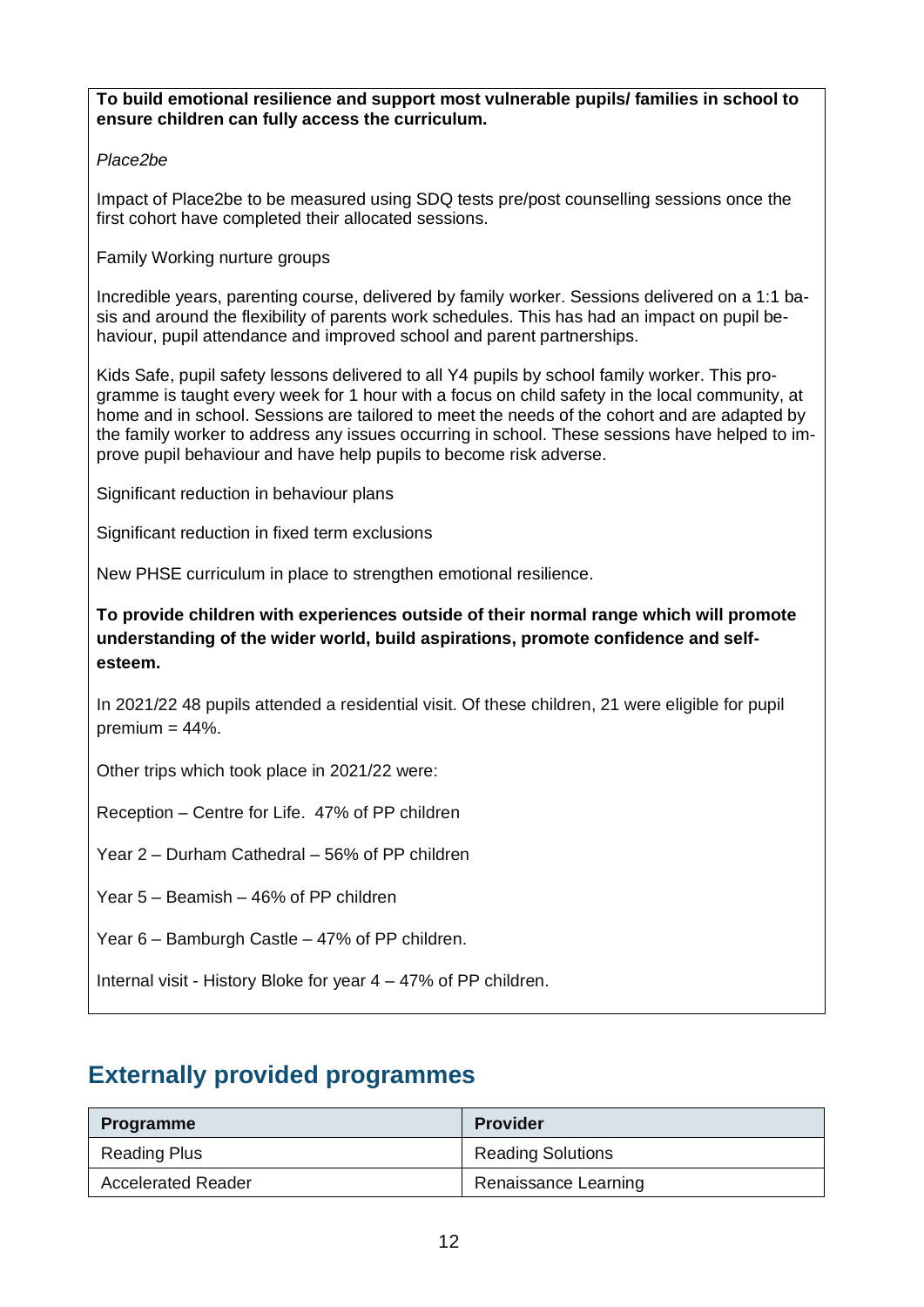**To build emotional resilience and support most vulnerable pupils/ families in school to ensure children can fully access the curriculum.**

*Place2be*

Impact of Place2be to be measured using SDQ tests pre/post counselling sessions once the first cohort have completed their allocated sessions.

Family Working nurture groups

Incredible years, parenting course, delivered by family worker. Sessions delivered on a 1:1 basis and around the flexibility of parents work schedules. This has had an impact on pupil behaviour, pupil attendance and improved school and parent partnerships.

Kids Safe, pupil safety lessons delivered to all Y4 pupils by school family worker. This programme is taught every week for 1 hour with a focus on child safety in the local community, at home and in school. Sessions are tailored to meet the needs of the cohort and are adapted by the family worker to address any issues occurring in school. These sessions have helped to improve pupil behaviour and have help pupils to become risk adverse.

Significant reduction in behaviour plans

Significant reduction in fixed term exclusions

New PHSE curriculum in place to strengthen emotional resilience.

**To provide children with experiences outside of their normal range which will promote understanding of the wider world, build aspirations, promote confidence and self-esteem.**

In 2021/22 48 pupils attended a residential visit. Of these children, 21 were eligible for pupil premium = 44%.

Other trips which took place in 2021/22 were:

Reception – Centre for Life. 47% of PP children

Year 2 – Durham Cathedral – 56% of PP children

Year 5 – Beamish – 46% of PP children

Year 6 – Bamburgh Castle – 47% of PP children.

Internal visit - History Bloke for year 4 – 47% of PP children.

## Externally provided programmes

| Programme | Provider |
| --- | --- |
| Reading Plus | Reading Solutions |
| Accelerated Reader | Renaissance Learning |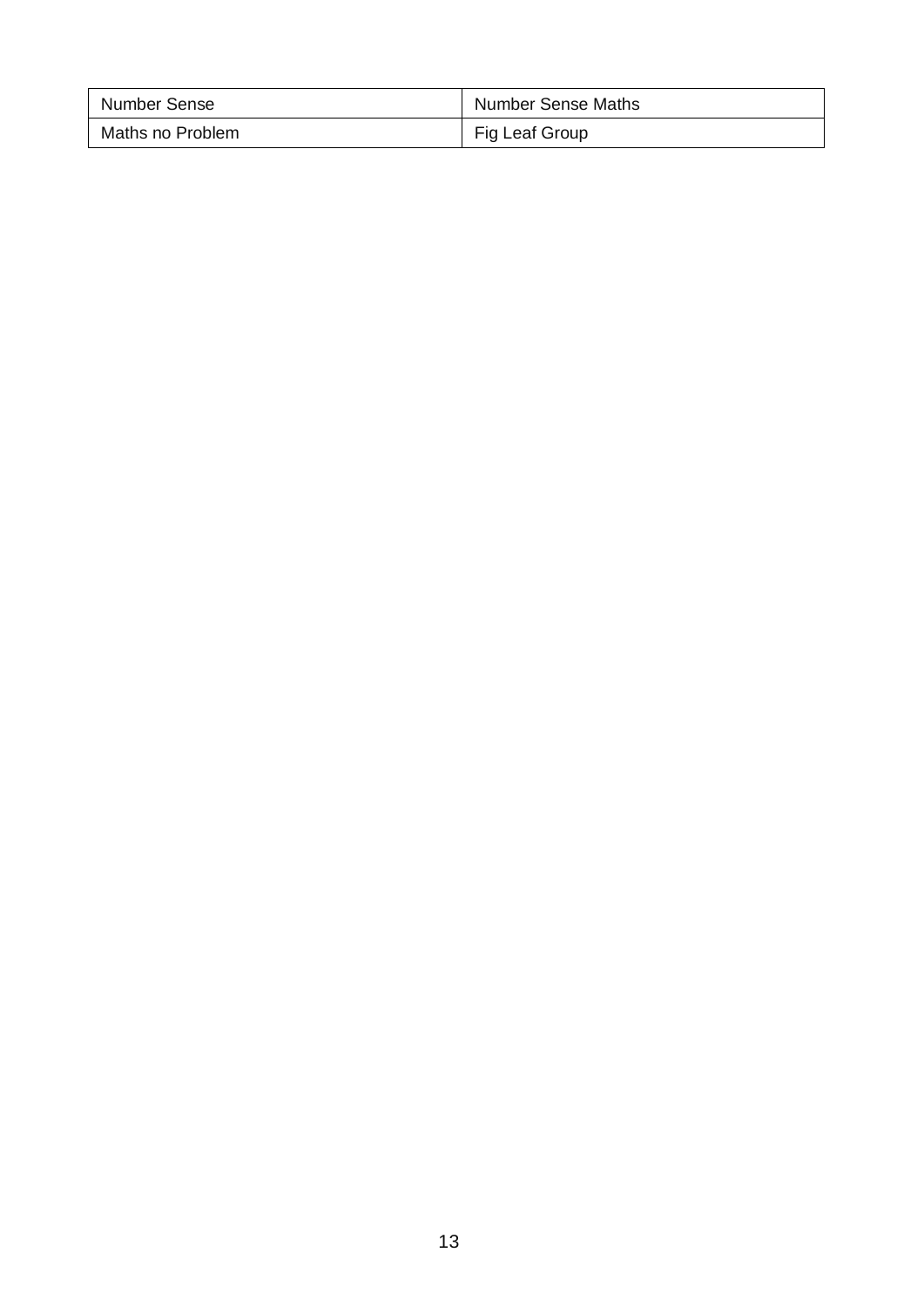| | |
|---|---|
| Number Sense | Number Sense Maths |
| Maths no Problem | Fig Leaf Group |